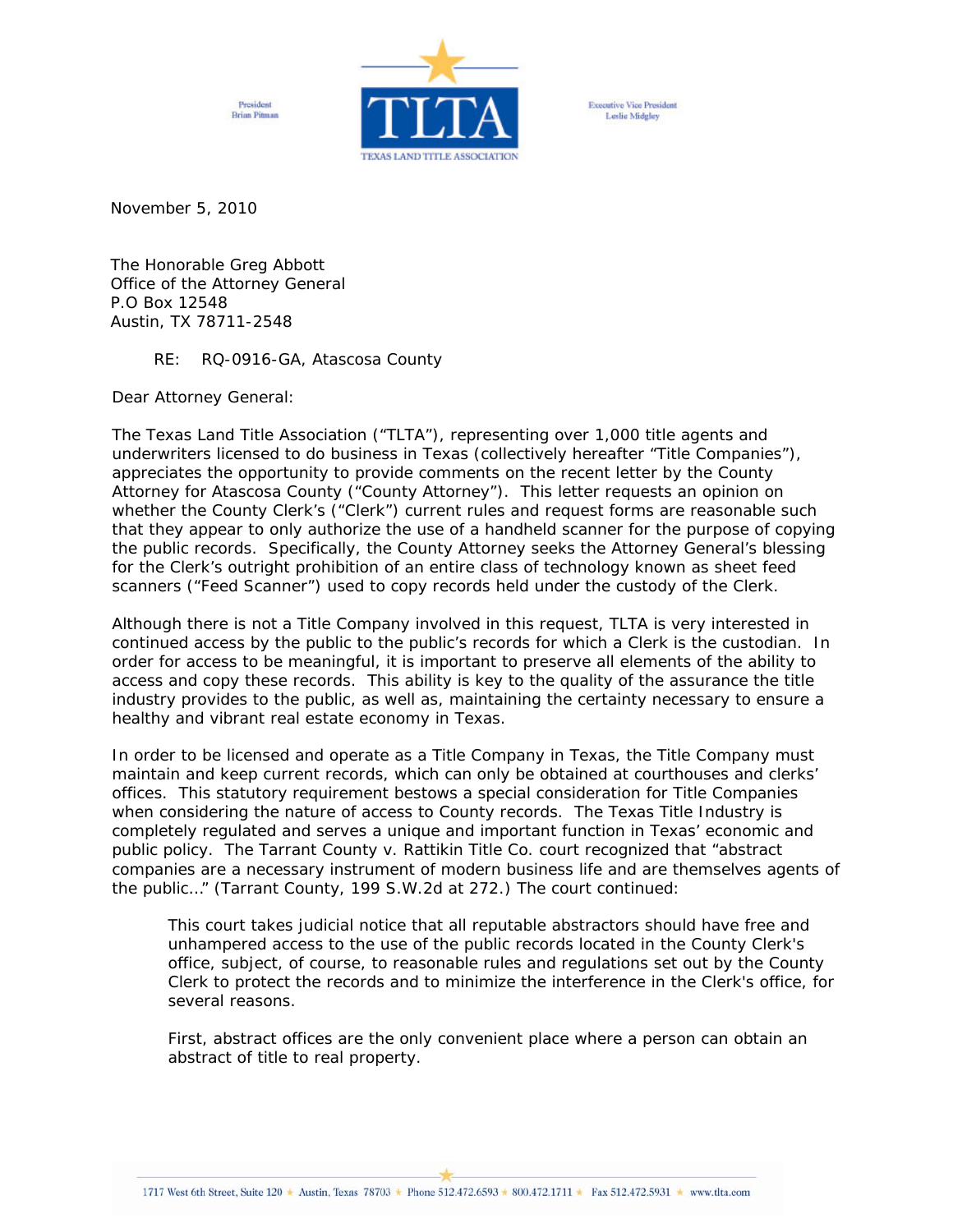President
Brian Pitman

TLTA
TEXAS LAND TITLE ASSOCIATION

Executive Vice President
Leslie Midgley

November 5, 2010

The Honorable Greg Abbott
Office of the Attorney General
P.O Box 12548
Austin, TX 78711-2548

RE: RQ-0916-GA, Atascosa County

Dear Attorney General:

The Texas Land Title Association ("TLTA"), representing over 1,000 title agents and underwriters licensed to do business in Texas (collectively hereafter "Title Companies"), appreciates the opportunity to provide comments on the recent letter by the County Attorney for Atascosa County ("County Attorney"). This letter requests an opinion on whether the County Clerk's ("Clerk") current rules and request forms are reasonable such that they appear to only authorize the use of a handheld scanner for the purpose of copying the public records. Specifically, the County Attorney seeks the Attorney General's blessing for the Clerk's outright prohibition of an entire class of technology known as sheet feed scanners ("Feed Scanner") used to copy records held under the custody of the Clerk.

Although there is not a Title Company involved in this request, TLTA is very interested in continued access by the public to the public's records for which a Clerk is the custodian. In order for access to be meaningful, it is important to preserve all elements of the ability to access and copy these records. This ability is key to the quality of the assurance the title industry provides to the public, as well as, maintaining the certainty necessary to ensure a healthy and vibrant real estate economy in Texas.

In order to be licensed and operate as a Title Company in Texas, the Title Company must maintain and keep current records, which can only be obtained at courthouses and clerks' offices. This statutory requirement bestows a special consideration for Title Companies when considering the nature of access to County records. The Texas Title Industry is completely regulated and serves a unique and important function in Texas' economic and public policy. The Tarrant County v. Rattikin Title Co. court recognized that "abstract companies are a necessary instrument of modern business life and are themselves agents of the public..." (Tarrant County, 199 S.W.2d at 272.) The court continued:

> This court takes judicial notice that all reputable abstractors should have free and unhampered access to the use of the public records located in the County Clerk's office, subject, of course, to reasonable rules and regulations set out by the County Clerk to protect the records and to minimize the interference in the Clerk's office, for several reasons.
>
> First, abstract offices are the only convenient place where a person can obtain an abstract of title to real property.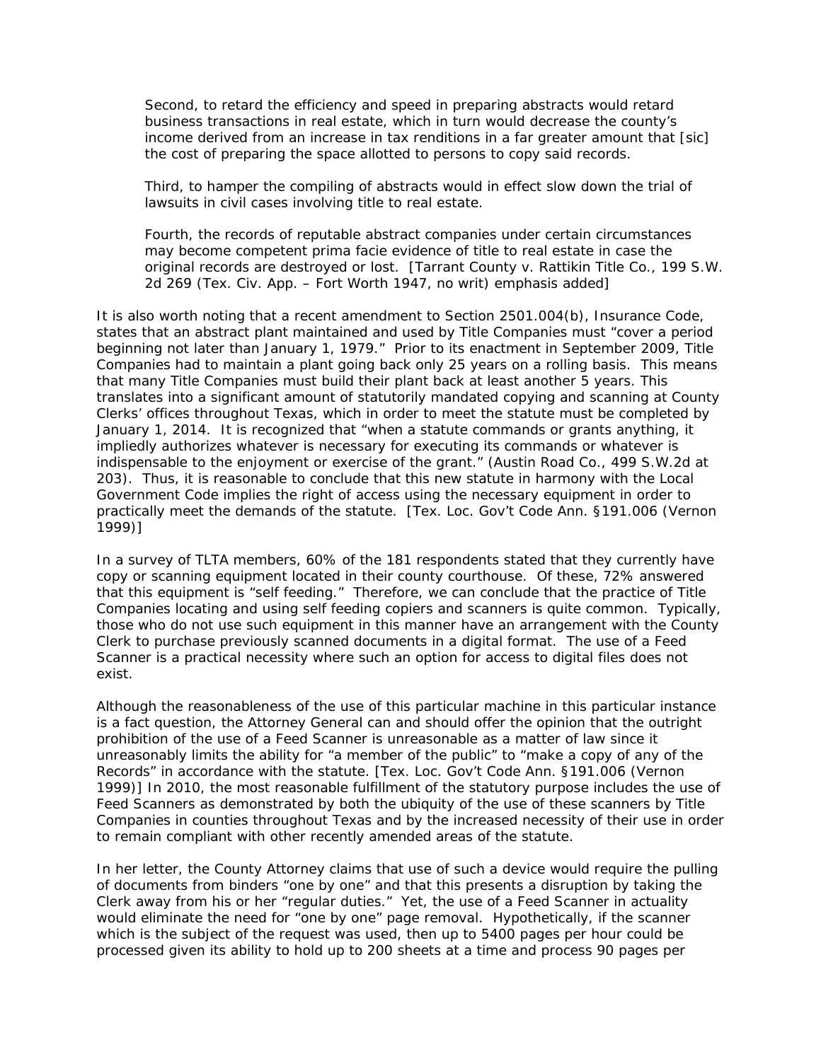> Second, to retard the efficiency and speed in preparing abstracts would retard business transactions in real estate, which in turn would decrease the county's income derived from an increase in tax renditions in a far greater amount that [sic] the cost of preparing the space allotted to persons to copy said records.
>
> Third, to hamper the compiling of abstracts would in effect slow down the trial of lawsuits in civil cases involving title to real estate.
>
> Fourth, the records of reputable abstract companies under certain circumstances may become competent prima facie evidence of title to real estate in case the original records are destroyed or lost. [Tarrant County v. Rattikin Title Co., 199 S.W. 2d 269 (Tex. Civ. App. – Fort Worth 1947, no writ) emphasis added]

It is also worth noting that a recent amendment to Section 2501.004(b), Insurance Code, states that an abstract plant maintained and used by Title Companies must "cover a period beginning not later than January 1, 1979." Prior to its enactment in September 2009, Title Companies had to maintain a plant going back only 25 years on a rolling basis. This means that many Title Companies must build their plant back at least another 5 years. This translates into a significant amount of statutorily mandated copying and scanning at County Clerks' offices throughout Texas, which in order to meet the statute must be completed by January 1, 2014. It is recognized that "when a statute commands or grants anything, it impliedly authorizes whatever is necessary for executing its commands or whatever is indispensable to the enjoyment or exercise of the grant." (Austin Road Co., 499 S.W.2d at 203). Thus, it is reasonable to conclude that this new statute in harmony with the Local Government Code implies the right of access using the necessary equipment in order to practically meet the demands of the statute. [Tex. Loc. Gov't Code Ann. §191.006 (Vernon 1999)]

In a survey of TLTA members, 60% of the 181 respondents stated that they currently have copy or scanning equipment located in their county courthouse. Of these, 72% answered that this equipment is "self feeding." Therefore, we can conclude that the practice of Title Companies locating and using self feeding copiers and scanners is quite common. Typically, those who do not use such equipment in this manner have an arrangement with the County Clerk to purchase previously scanned documents in a digital format. The use of a Feed Scanner is a practical necessity where such an option for access to digital files does not exist.

Although the reasonableness of the use of this particular machine in this particular instance is a fact question, the Attorney General can and should offer the opinion that the outright prohibition of the use of a Feed Scanner is unreasonable as a matter of law since it unreasonably limits the ability for "a member of the public" to "make a copy of any of the Records" in accordance with the statute. [Tex. Loc. Gov't Code Ann. §191.006 (Vernon 1999)] In 2010, the most reasonable fulfillment of the statutory purpose includes the use of Feed Scanners as demonstrated by both the ubiquity of the use of these scanners by Title Companies in counties throughout Texas and by the increased necessity of their use in order to remain compliant with other recently amended areas of the statute.

In her letter, the County Attorney claims that use of such a device would require the pulling of documents from binders "one by one" and that this presents a disruption by taking the Clerk away from his or her "regular duties." Yet, the use of a Feed Scanner in actuality would eliminate the need for "one by one" page removal. Hypothetically, if the scanner which is the subject of the request was used, then up to 5400 pages per hour could be processed given its ability to hold up to 200 sheets at a time and process 90 pages per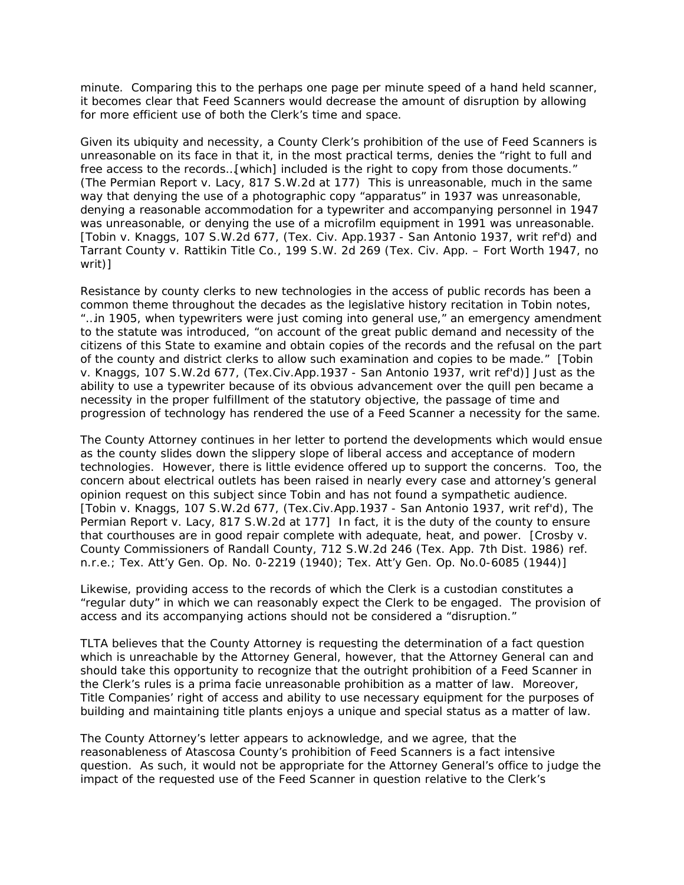minute. Comparing this to the perhaps one page per minute speed of a hand held scanner, it becomes clear that Feed Scanners would decrease the amount of disruption by allowing for more efficient use of both the Clerk's time and space.

Given its ubiquity and necessity, a County Clerk's prohibition of the use of Feed Scanners is unreasonable on its face in that it, in the most practical terms, denies the "right to full and free access to the records…[which] included is the right to copy from those documents." (The Permian Report v. Lacy, 817 S.W.2d at 177) This is unreasonable, much in the same way that denying the use of a photographic copy "apparatus" in 1937 was unreasonable, denying a reasonable accommodation for a typewriter and accompanying personnel in 1947 was unreasonable, or denying the use of a microfilm equipment in 1991 was unreasonable. [Tobin v. Knaggs, 107 S.W.2d 677, (Tex. Civ. App.1937 - San Antonio 1937, writ ref'd) and Tarrant County v. Rattikin Title Co., 199 S.W. 2d 269 (Tex. Civ. App. – Fort Worth 1947, no writ)]

Resistance by county clerks to new technologies in the access of public records has been a common theme throughout the decades as the legislative history recitation in Tobin notes, "…in 1905, when typewriters were just coming into general use," an emergency amendment to the statute was introduced, "on account of the great public demand and necessity of the citizens of this State to examine and obtain copies of the records and the refusal on the part of the county and district clerks to allow such examination and copies to be made." [Tobin v. Knaggs, 107 S.W.2d 677, (Tex.Civ.App.1937 - San Antonio 1937, writ ref'd)] Just as the ability to use a typewriter because of its obvious advancement over the quill pen became a necessity in the proper fulfillment of the statutory objective, the passage of time and progression of technology has rendered the use of a Feed Scanner a necessity for the same.

The County Attorney continues in her letter to portend the developments which would ensue as the county slides down the slippery slope of liberal access and acceptance of modern technologies. However, there is little evidence offered up to support the concerns. Too, the concern about electrical outlets has been raised in nearly every case and attorney's general opinion request on this subject since Tobin and has not found a sympathetic audience. [Tobin v. Knaggs, 107 S.W.2d 677, (Tex.Civ.App.1937 - San Antonio 1937, writ ref'd), The Permian Report v. Lacy, 817 S.W.2d at 177] In fact, it is the duty of the county to ensure that courthouses are in good repair complete with adequate, heat, and power. [Crosby v. County Commissioners of Randall County, 712 S.W.2d 246 (Tex. App. 7th Dist. 1986) ref. n.r.e.; Tex. Att'y Gen. Op. No. 0-2219 (1940); Tex. Att'y Gen. Op. No.0-6085 (1944)]

Likewise, providing access to the records of which the Clerk is a custodian constitutes a "regular duty" in which we can reasonably expect the Clerk to be engaged. The provision of access and its accompanying actions should not be considered a "disruption."

TLTA believes that the County Attorney is requesting the determination of a fact question which is unreachable by the Attorney General, however, that the Attorney General can and should take this opportunity to recognize that the outright prohibition of a Feed Scanner in the Clerk's rules is a prima facie unreasonable prohibition as a matter of law. Moreover, Title Companies' right of access and ability to use necessary equipment for the purposes of building and maintaining title plants enjoys a unique and special status as a matter of law.

The County Attorney's letter appears to acknowledge, and we agree, that the reasonableness of Atascosa County's prohibition of Feed Scanners is a fact intensive question. As such, it would not be appropriate for the Attorney General's office to judge the impact of the requested use of the Feed Scanner in question relative to the Clerk's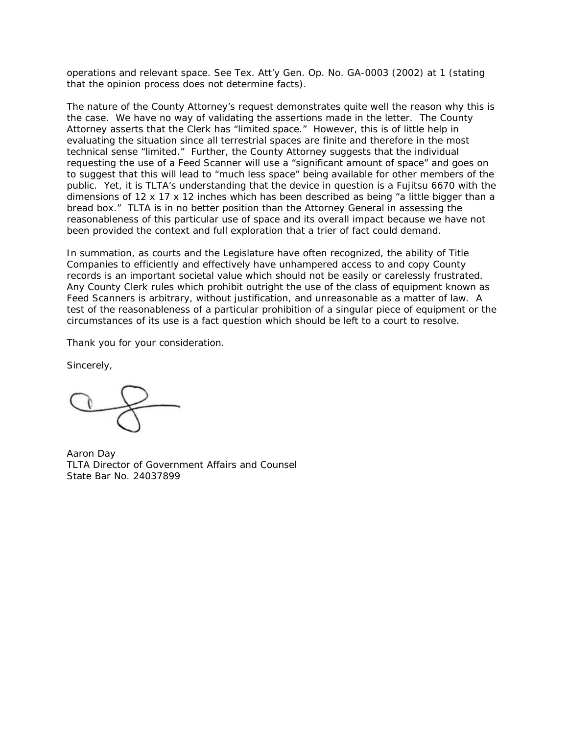operations and relevant space. See Tex. Att'y Gen. Op. No. GA-0003 (2002) at 1 (stating that the opinion process does not determine facts).

The nature of the County Attorney's request demonstrates quite well the reason why this is the case. We have no way of validating the assertions made in the letter. The County Attorney asserts that the Clerk has "limited space." However, this is of little help in evaluating the situation since all terrestrial spaces are finite and therefore in the most technical sense "limited." Further, the County Attorney suggests that the individual requesting the use of a Feed Scanner will use a "significant amount of space" and goes on to suggest that this will lead to "much less space" being available for other members of the public. Yet, it is TLTA's understanding that the device in question is a Fujitsu 6670 with the dimensions of 12 x 17 x 12 inches which has been described as being "a little bigger than a bread box." TLTA is in no better position than the Attorney General in assessing the reasonableness of this particular use of space and its overall impact because we have not been provided the context and full exploration that a trier of fact could demand.

In summation, as courts and the Legislature have often recognized, the ability of Title Companies to efficiently and effectively have unhampered access to and copy County records is an important societal value which should not be easily or carelessly frustrated. Any County Clerk rules which prohibit outright the use of the class of equipment known as Feed Scanners is arbitrary, without justification, and unreasonable as a matter of law. A test of the reasonableness of a particular prohibition of a singular piece of equipment or the circumstances of its use is a fact question which should be left to a court to resolve.

Thank you for your consideration.

Sincerely,

Aaron Day
TLTA Director of Government Affairs and Counsel
State Bar No. 24037899